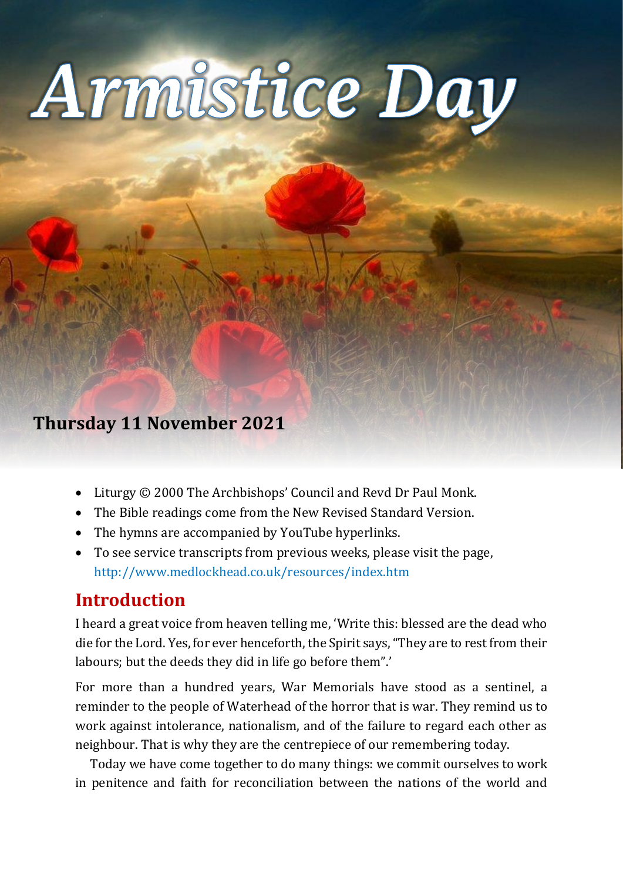# Armistice Day

**Thursday 11 November 2021**

- Liturgy © 2000 The Archbishops' Council and Revd Dr Paul Monk.
- The Bible readings come from the New Revised Standard Version.
- The hymns are accompanied by YouTube hyperlinks.
- To see service transcripts from previous weeks, please visit the page, http://www.medlockhead.co.uk/resources/index.htm

## Introduction

I heard a great voice from heaven telling me, 'Write this: blessed are the dead who die for the Lord. Yes, for ever henceforth, the Spirit says, "They are to rest from their labours; but the deeds they did in life go before them".'

For more than a hundred years, War Memorials have stood as a sentinel, a reminder to the people of Waterhead of the horror that is war. They remind us to work against intolerance, nationalism, and of the failure to regard each other as neighbour. That is why they are the centrepiece of our remembering today.

Today we have come together to do many things: we commit ourselves to work in penitence and faith for reconciliation between the nations of the world and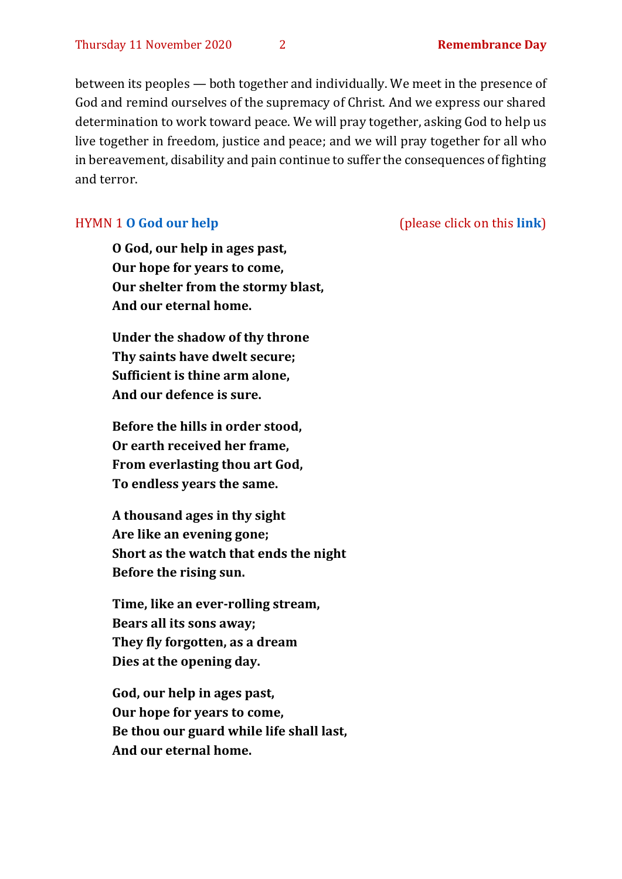between its peoples — both together and individually. We meet in the presence of God and remind ourselves of the supremacy of Christ. And we express our shared determination to work toward peace. We will pray together, asking God to help us live together in freedom, justice and peace; and we will pray together for all who in bereavement, disability and pain continue to suffer the consequences of fighting and terror.

HYMN 1 **O God our help** (please click on this **link**)

**O God, our help in ages past,**
**Our hope for years to come,**
**Our shelter from the stormy blast,**
**And our eternal home.**

**Under the shadow of thy throne**
**Thy saints have dwelt secure;**
**Sufficient is thine arm alone,**
**And our defence is sure.**

**Before the hills in order stood,**
**Or earth received her frame,**
**From everlasting thou art God,**
**To endless years the same.**

**A thousand ages in thy sight**
**Are like an evening gone;**
**Short as the watch that ends the night**
**Before the rising sun.**

**Time, like an ever-rolling stream,**
**Bears all its sons away;**
**They fly forgotten, as a dream**
**Dies at the opening day.**

**God, our help in ages past,**
**Our hope for years to come,**
**Be thou our guard while life shall last,**
**And our eternal home.**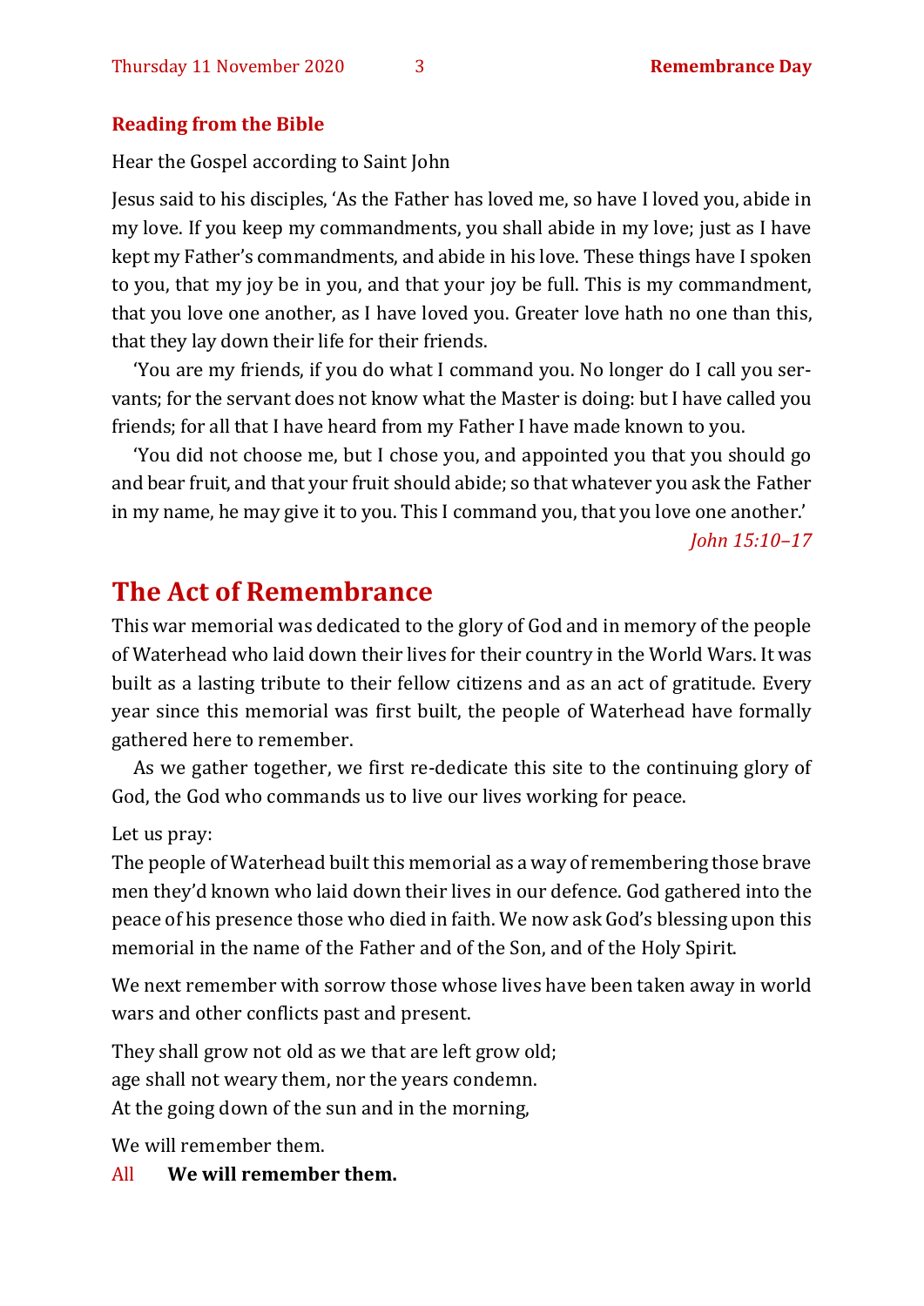### Reading from the Bible

Hear the Gospel according to Saint John

Jesus said to his disciples, ‘As the Father has loved me, so have I loved you, abide in my love. If you keep my commandments, you shall abide in my love; just as I have kept my Father’s commandments, and abide in his love. These things have I spoken to you, that my joy be in you, and that your joy be full. This is my commandment, that you love one another, as I have loved you. Greater love hath no one than this, that they lay down their life for their friends.

‘You are my friends, if you do what I command you. No longer do I call you servants; for the servant does not know what the Master is doing: but I have called you friends; for all that I have heard from my Father I have made known to you.

‘You did not choose me, but I chose you, and appointed you that you should go and bear fruit, and that your fruit should abide; so that whatever you ask the Father in my name, he may give it to you. This I command you, that you love one another.’

*John 15:10–17*

## The Act of Remembrance

This war memorial was dedicated to the glory of God and in memory of the people of Waterhead who laid down their lives for their country in the World Wars. It was built as a lasting tribute to their fellow citizens and as an act of gratitude. Every year since this memorial was first built, the people of Waterhead have formally gathered here to remember.

As we gather together, we first re-dedicate this site to the continuing glory of God, the God who commands us to live our lives working for peace.

Let us pray:
The people of Waterhead built this memorial as a way of remembering those brave men they’d known who laid down their lives in our defence. God gathered into the peace of his presence those who died in faith. We now ask God’s blessing upon this memorial in the name of the Father and of the Son, and of the Holy Spirit.

We next remember with sorrow those whose lives have been taken away in world wars and other conflicts past and present.

They shall grow not old as we that are left grow old;
age shall not weary them, nor the years condemn.
At the going down of the sun and in the morning,

We will remember them.

All **We will remember them.**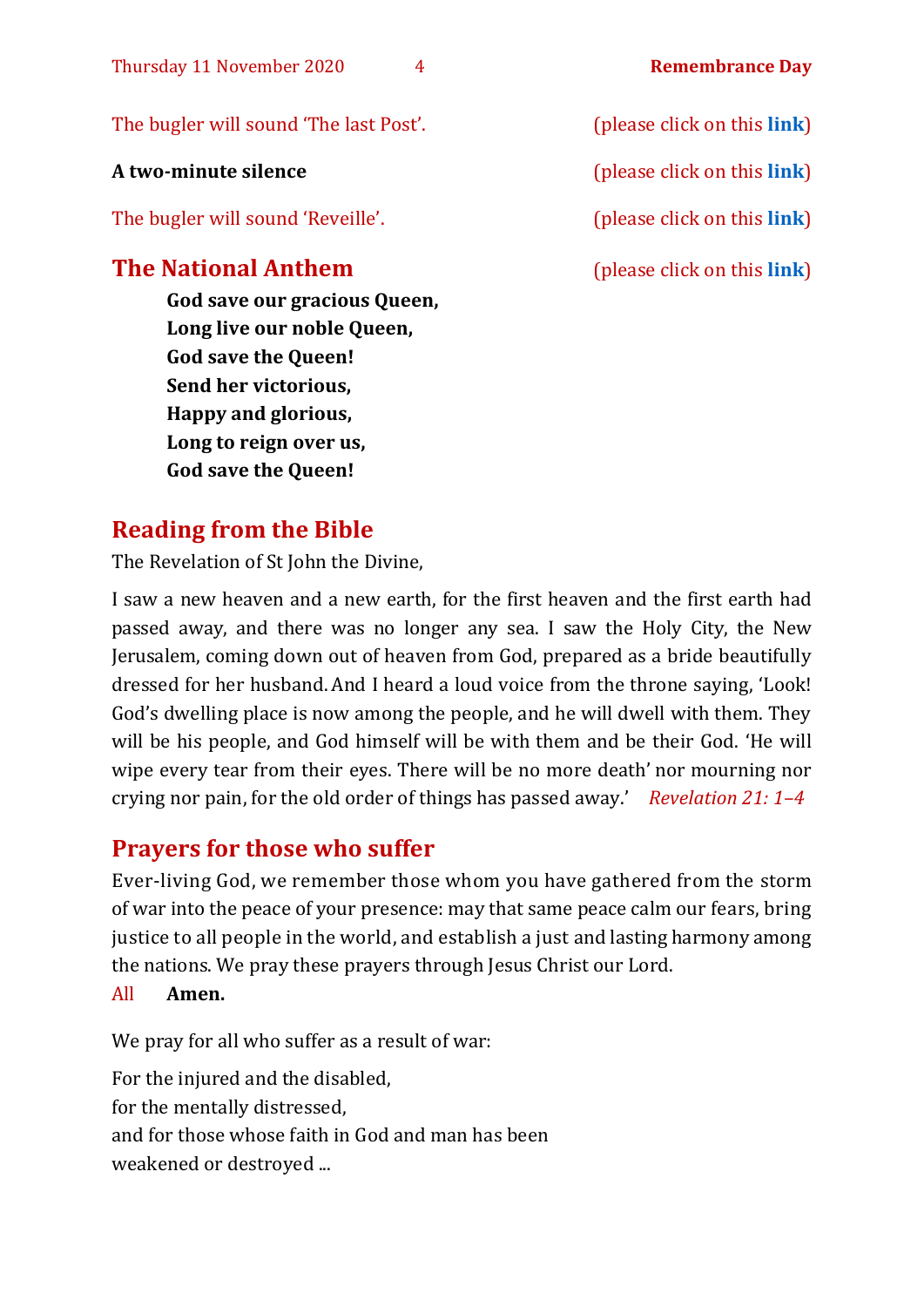The bugler will sound 'The last Post'. (please click on this **link**)

**A two-minute silence** (please click on this **link**)

The bugler will sound 'Reveille'. (please click on this **link**)

## The National Anthem

(please click on this **link**)

**God save our gracious Queen,**
**Long live our noble Queen,**
**God save the Queen!**
**Send her victorious,**
**Happy and glorious,**
**Long to reign over us,**
**God save the Queen!**

## Reading from the Bible

The Revelation of St John the Divine,

I saw a new heaven and a new earth, for the first heaven and the first earth had passed away, and there was no longer any sea. I saw the Holy City, the New Jerusalem, coming down out of heaven from God, prepared as a bride beautifully dressed for her husband. And I heard a loud voice from the throne saying, 'Look! God's dwelling place is now among the people, and he will dwell with them. They will be his people, and God himself will be with them and be their God. 'He will wipe every tear from their eyes. There will be no more death' nor mourning nor crying nor pain, for the old order of things has passed away.' *Revelation 21: 1–4*

## Prayers for those who suffer

Ever-living God, we remember those whom you have gathered from the storm of war into the peace of your presence: may that same peace calm our fears, bring justice to all people in the world, and establish a just and lasting harmony among the nations. We pray these prayers through Jesus Christ our Lord.

All **Amen.**

We pray for all who suffer as a result of war:

For the injured and the disabled,
for the mentally distressed,
and for those whose faith in God and man has been
weakened or destroyed ...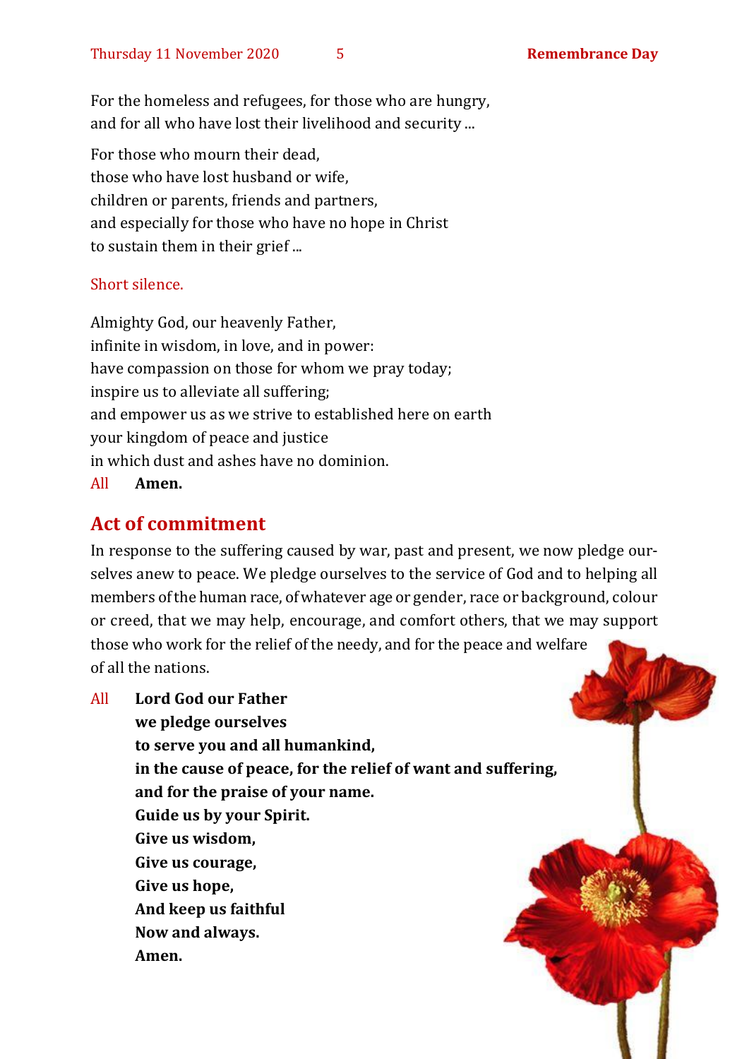For the homeless and refugees, for those who are hungry,
and for all who have lost their livelihood and security ...

For those who mourn their dead,
those who have lost husband or wife,
children or parents, friends and partners,
and especially for those who have no hope in Christ
to sustain them in their grief ...

Short silence.

Almighty God, our heavenly Father,
infinite in wisdom, in love, and in power:
have compassion on those for whom we pray today;
inspire us to alleviate all suffering;
and empower us as we strive to established here on earth
your kingdom of peace and justice
in which dust and ashes have no dominion.

All **Amen.**

## Act of commitment

In response to the suffering caused by war, past and present, we now pledge ourselves anew to peace. We pledge ourselves to the service of God and to helping all members of the human race, of whatever age or gender, race or background, colour or creed, that we may help, encourage, and comfort others, that we may support those who work for the relief of the needy, and for the peace and welfare of all the nations.

All **Lord God our Father**
**we pledge ourselves**
**to serve you and all humankind,**
**in the cause of peace, for the relief of want and suffering,**
**and for the praise of your name.**
**Guide us by your Spirit.**
**Give us wisdom,**
**Give us courage,**
**Give us hope,**
**And keep us faithful**
**Now and always.**
**Amen.**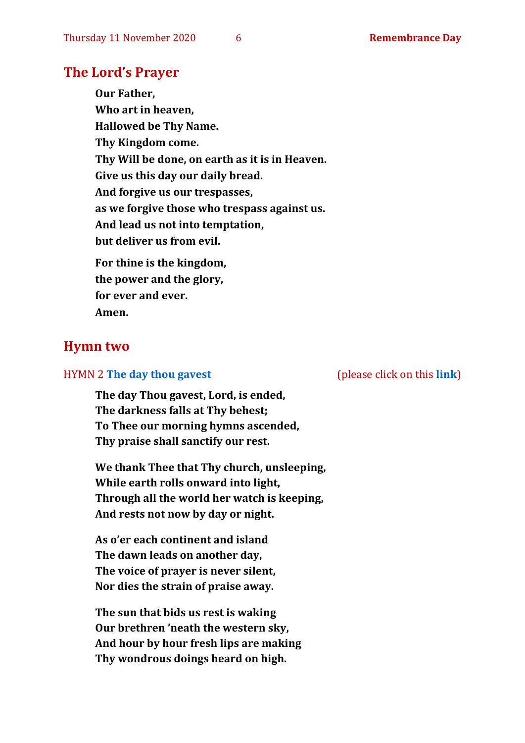## The Lord's Prayer

**Our Father,**
**Who art in heaven,**
**Hallowed be Thy Name.**
**Thy Kingdom come.**
**Thy Will be done, on earth as it is in Heaven.**
**Give us this day our daily bread.**
**And forgive us our trespasses,**
**as we forgive those who trespass against us.**
**And lead us not into temptation,**
**but deliver us from evil.**

**For thine is the kingdom,**
**the power and the glory,**
**for ever and ever.**
**Amen.**

## Hymn two

HYMN 2 **The day thou gavest** (please click on this **link**)

**The day Thou gavest, Lord, is ended,**
**The darkness falls at Thy behest;**
**To Thee our morning hymns ascended,**
**Thy praise shall sanctify our rest.**

**We thank Thee that Thy church, unsleeping,**
**While earth rolls onward into light,**
**Through all the world her watch is keeping,**
**And rests not now by day or night.**

**As o'er each continent and island**
**The dawn leads on another day,**
**The voice of prayer is never silent,**
**Nor dies the strain of praise away.**

**The sun that bids us rest is waking**
**Our brethren 'neath the western sky,**
**And hour by hour fresh lips are making**
**Thy wondrous doings heard on high.**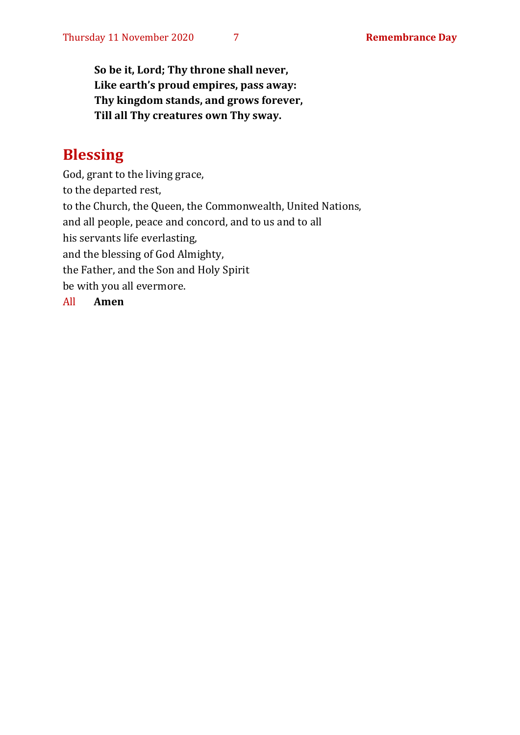**So be it, Lord; Thy throne shall never,**
**Like earth's proud empires, pass away:**
**Thy kingdom stands, and grows forever,**
**Till all Thy creatures own Thy sway.**

## Blessing

God, grant to the living grace,
to the departed rest,
to the Church, the Queen, the Commonwealth, United Nations,
and all people, peace and concord, and to us and to all
his servants life everlasting,
and the blessing of God Almighty,
the Father, and the Son and Holy Spirit
be with you all evermore.

All **Amen**